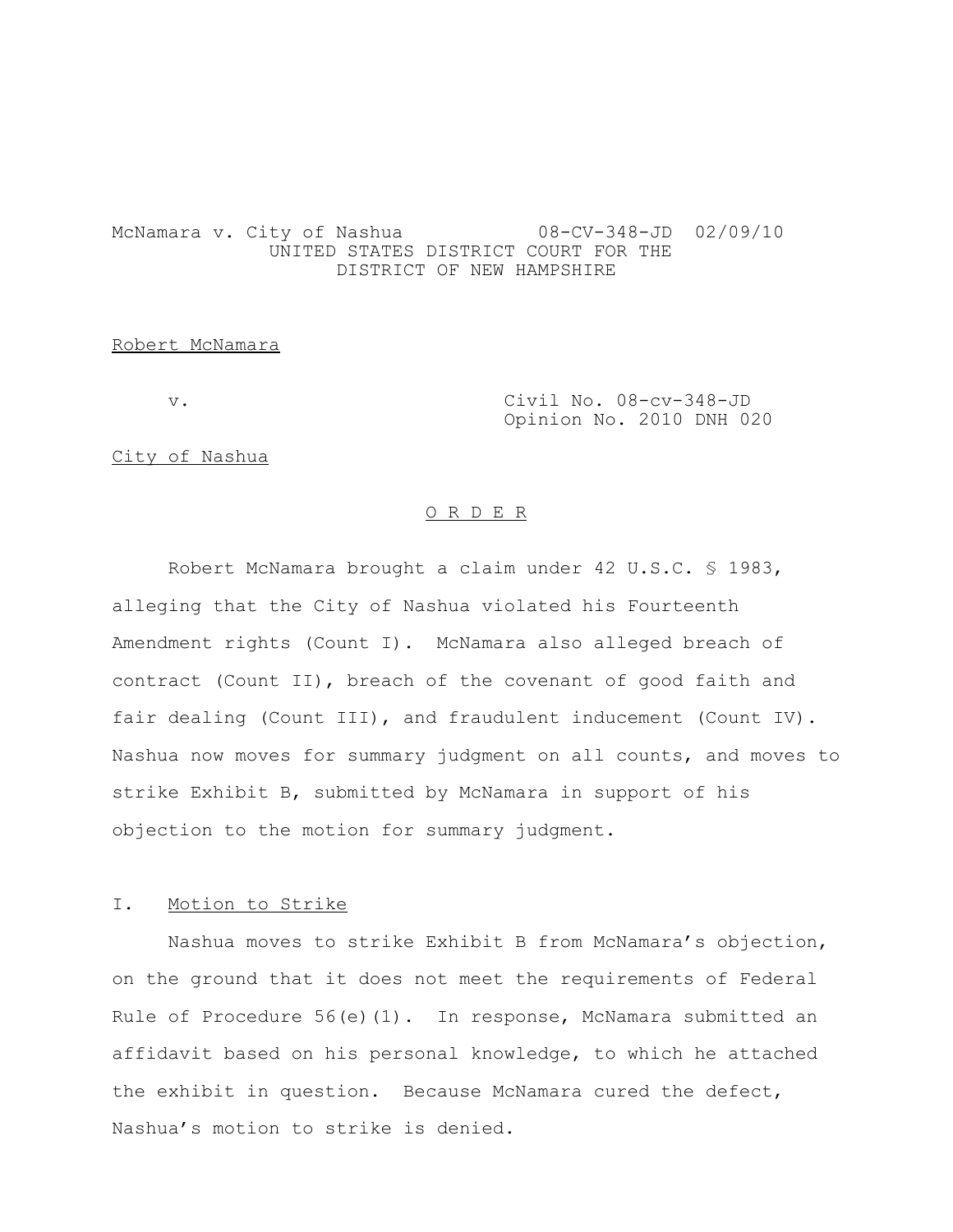McNamara v. City of Nashua 08-CV-348-JD 02/09/10

UNITED STATES DISTRICT COURT FOR THE
DISTRICT OF NEW HAMPSHIRE

Robert McNamara

v. Civil No. 08-cv-348-JD
Opinion No. 2010 DNH 020

City of Nashua

O R D E R

Robert McNamara brought a claim under 42 U.S.C. § 1983, alleging that the City of Nashua violated his Fourteenth Amendment rights (Count I). McNamara also alleged breach of contract (Count II), breach of the covenant of good faith and fair dealing (Count III), and fraudulent inducement (Count IV). Nashua now moves for summary judgment on all counts, and moves to strike Exhibit B, submitted by McNamara in support of his objection to the motion for summary judgment.

## I. Motion to Strike

Nashua moves to strike Exhibit B from McNamara's objection, on the ground that it does not meet the requirements of Federal Rule of Procedure 56(e)(1). In response, McNamara submitted an affidavit based on his personal knowledge, to which he attached the exhibit in question. Because McNamara cured the defect, Nashua's motion to strike is denied.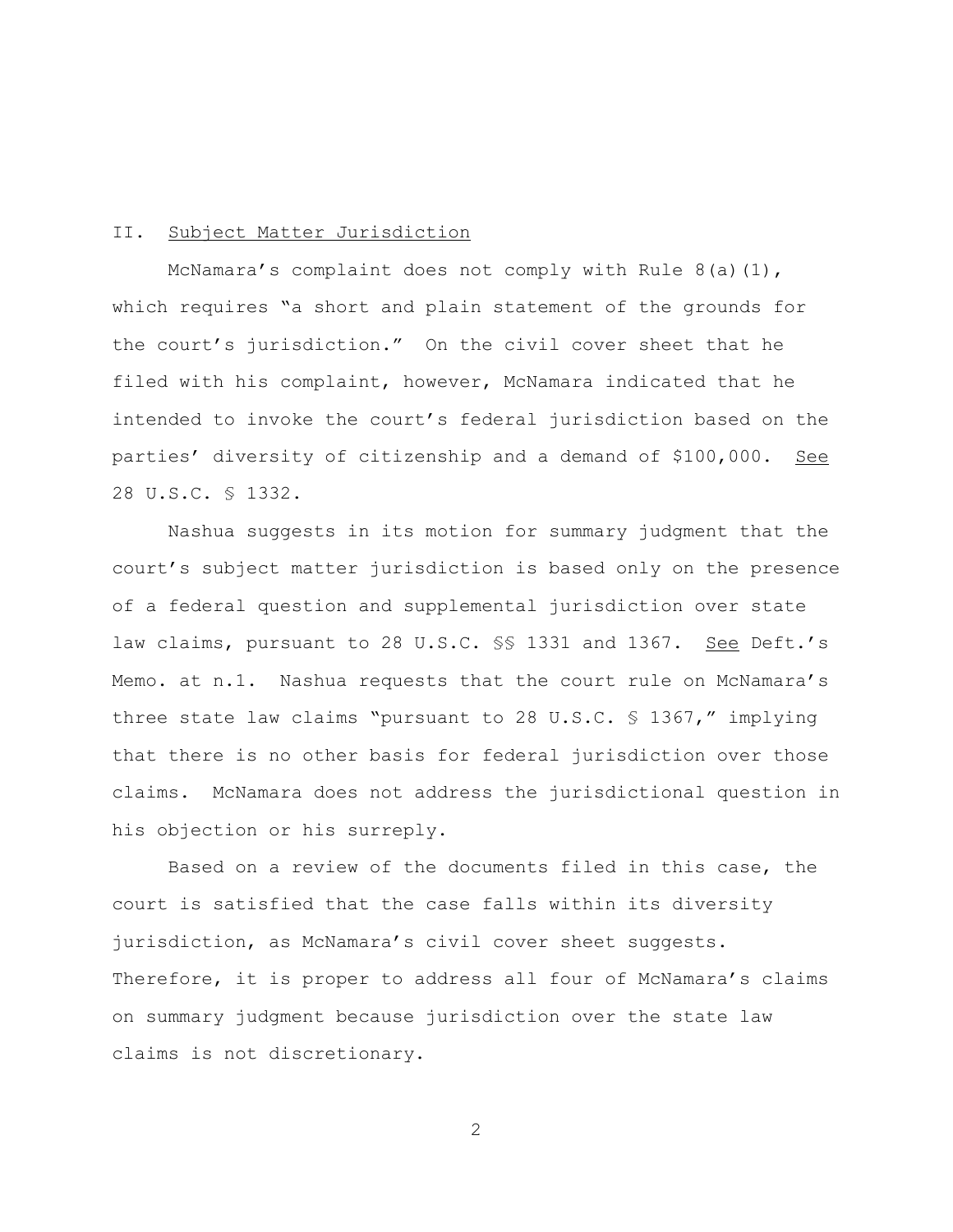## II. Subject Matter Jurisdiction

McNamara's complaint does not comply with Rule 8(a)(1), which requires "a short and plain statement of the grounds for the court's jurisdiction." On the civil cover sheet that he filed with his complaint, however, McNamara indicated that he intended to invoke the court's federal jurisdiction based on the parties' diversity of citizenship and a demand of $100,000. See 28 U.S.C. § 1332.

Nashua suggests in its motion for summary judgment that the court's subject matter jurisdiction is based only on the presence of a federal question and supplemental jurisdiction over state law claims, pursuant to 28 U.S.C. §§ 1331 and 1367. See Deft.'s Memo. at n.1. Nashua requests that the court rule on McNamara's three state law claims "pursuant to 28 U.S.C. § 1367," implying that there is no other basis for federal jurisdiction over those claims. McNamara does not address the jurisdictional question in his objection or his surreply.

Based on a review of the documents filed in this case, the court is satisfied that the case falls within its diversity jurisdiction, as McNamara's civil cover sheet suggests. Therefore, it is proper to address all four of McNamara's claims on summary judgment because jurisdiction over the state law claims is not discretionary.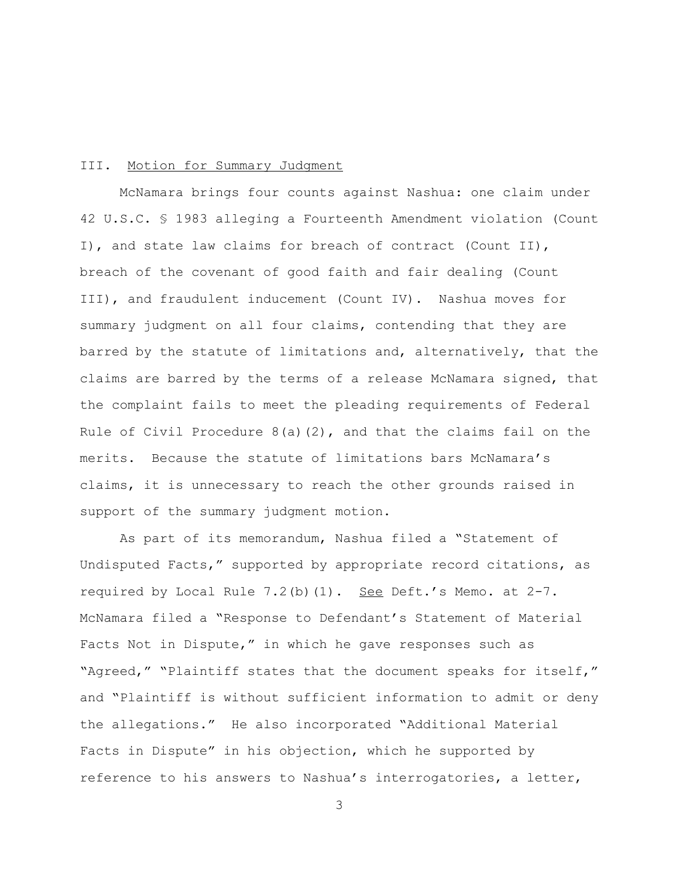### III. Motion for Summary Judgment

McNamara brings four counts against Nashua: one claim under 42 U.S.C. § 1983 alleging a Fourteenth Amendment violation (Count I), and state law claims for breach of contract (Count II), breach of the covenant of good faith and fair dealing (Count III), and fraudulent inducement (Count IV). Nashua moves for summary judgment on all four claims, contending that they are barred by the statute of limitations and, alternatively, that the claims are barred by the terms of a release McNamara signed, that the complaint fails to meet the pleading requirements of Federal Rule of Civil Procedure 8(a)(2), and that the claims fail on the merits. Because the statute of limitations bars McNamara's claims, it is unnecessary to reach the other grounds raised in support of the summary judgment motion.

As part of its memorandum, Nashua filed a "Statement of Undisputed Facts," supported by appropriate record citations, as required by Local Rule 7.2(b)(1). See Deft.'s Memo. at 2-7. McNamara filed a "Response to Defendant's Statement of Material Facts Not in Dispute," in which he gave responses such as "Agreed," "Plaintiff states that the document speaks for itself," and "Plaintiff is without sufficient information to admit or deny the allegations." He also incorporated "Additional Material Facts in Dispute" in his objection, which he supported by reference to his answers to Nashua's interrogatories, a letter,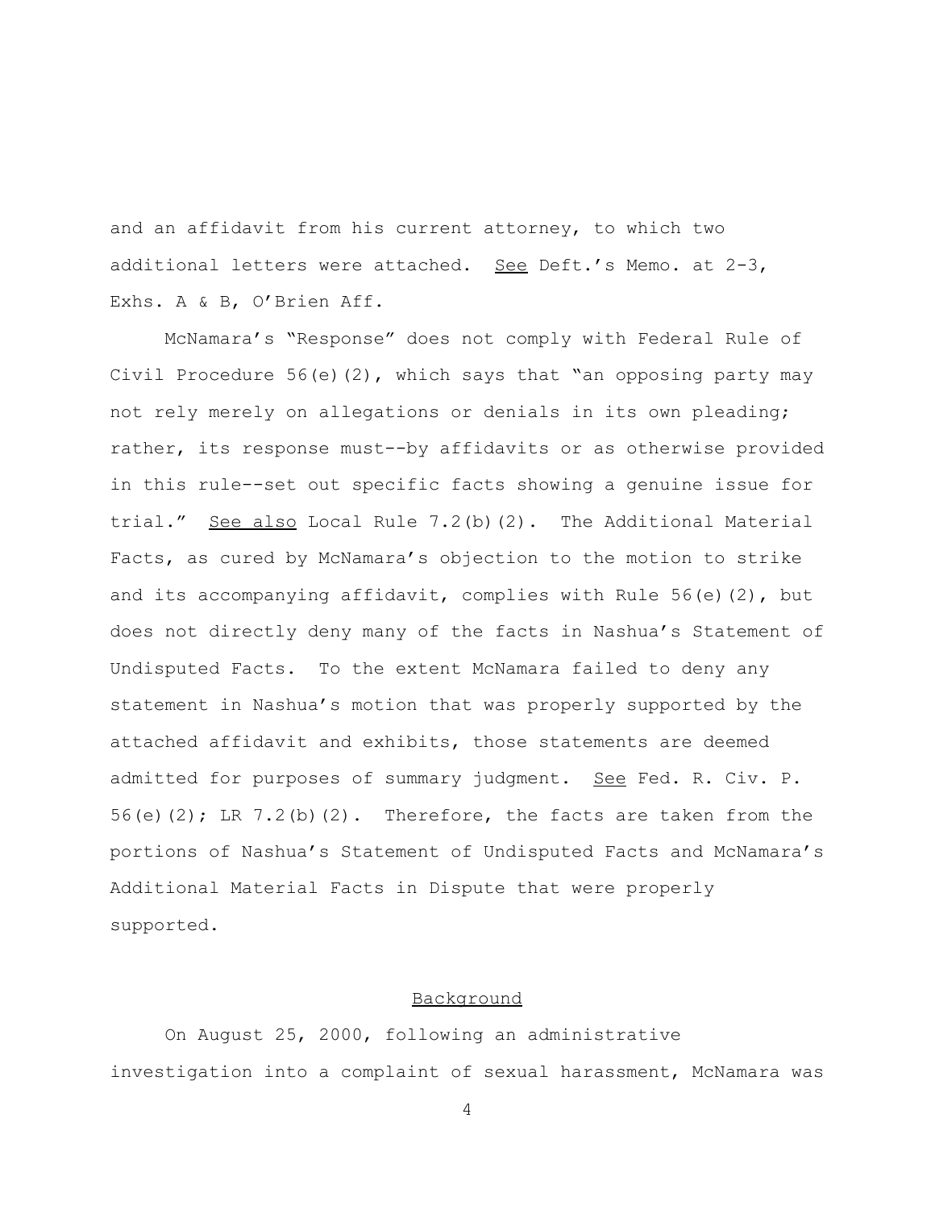and an affidavit from his current attorney, to which two additional letters were attached. See Deft.'s Memo. at 2-3, Exhs. A & B, O'Brien Aff.

McNamara's "Response" does not comply with Federal Rule of Civil Procedure 56(e)(2), which says that "an opposing party may not rely merely on allegations or denials in its own pleading; rather, its response must--by affidavits or as otherwise provided in this rule--set out specific facts showing a genuine issue for trial." See also Local Rule 7.2(b)(2). The Additional Material Facts, as cured by McNamara's objection to the motion to strike and its accompanying affidavit, complies with Rule 56(e)(2), but does not directly deny many of the facts in Nashua's Statement of Undisputed Facts. To the extent McNamara failed to deny any statement in Nashua's motion that was properly supported by the attached affidavit and exhibits, those statements are deemed admitted for purposes of summary judgment. See Fed. R. Civ. P. 56(e)(2); LR 7.2(b)(2). Therefore, the facts are taken from the portions of Nashua's Statement of Undisputed Facts and McNamara's Additional Material Facts in Dispute that were properly supported.

## Background

On August 25, 2000, following an administrative investigation into a complaint of sexual harassment, McNamara was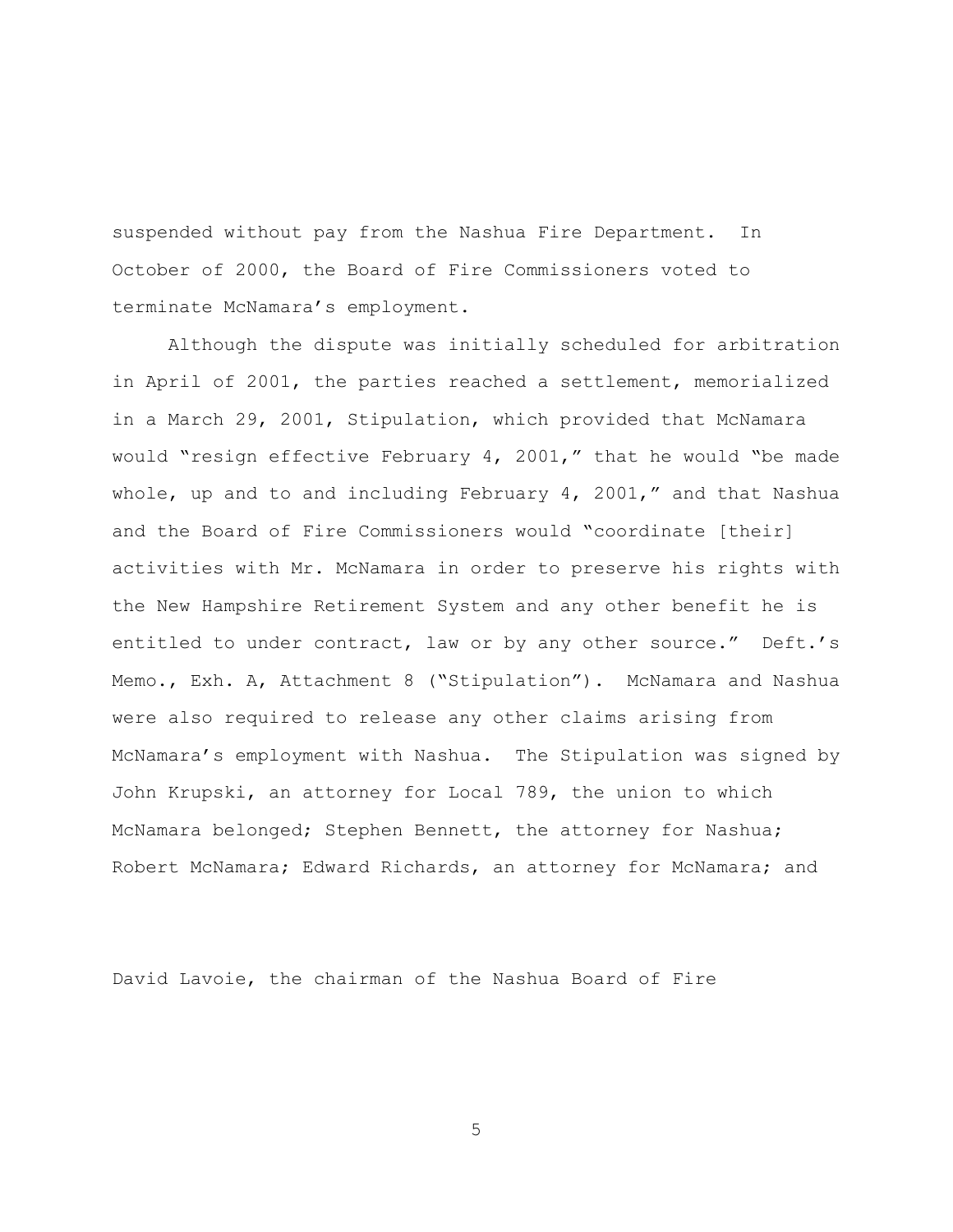suspended without pay from the Nashua Fire Department. In October of 2000, the Board of Fire Commissioners voted to terminate McNamara's employment.

Although the dispute was initially scheduled for arbitration in April of 2001, the parties reached a settlement, memorialized in a March 29, 2001, Stipulation, which provided that McNamara would "resign effective February 4, 2001," that he would "be made whole, up and to and including February 4, 2001," and that Nashua and the Board of Fire Commissioners would "coordinate [their] activities with Mr. McNamara in order to preserve his rights with the New Hampshire Retirement System and any other benefit he is entitled to under contract, law or by any other source." Deft.'s Memo., Exh. A, Attachment 8 ("Stipulation"). McNamara and Nashua were also required to release any other claims arising from McNamara's employment with Nashua. The Stipulation was signed by John Krupski, an attorney for Local 789, the union to which McNamara belonged; Stephen Bennett, the attorney for Nashua; Robert McNamara; Edward Richards, an attorney for McNamara; and

David Lavoie, the chairman of the Nashua Board of Fire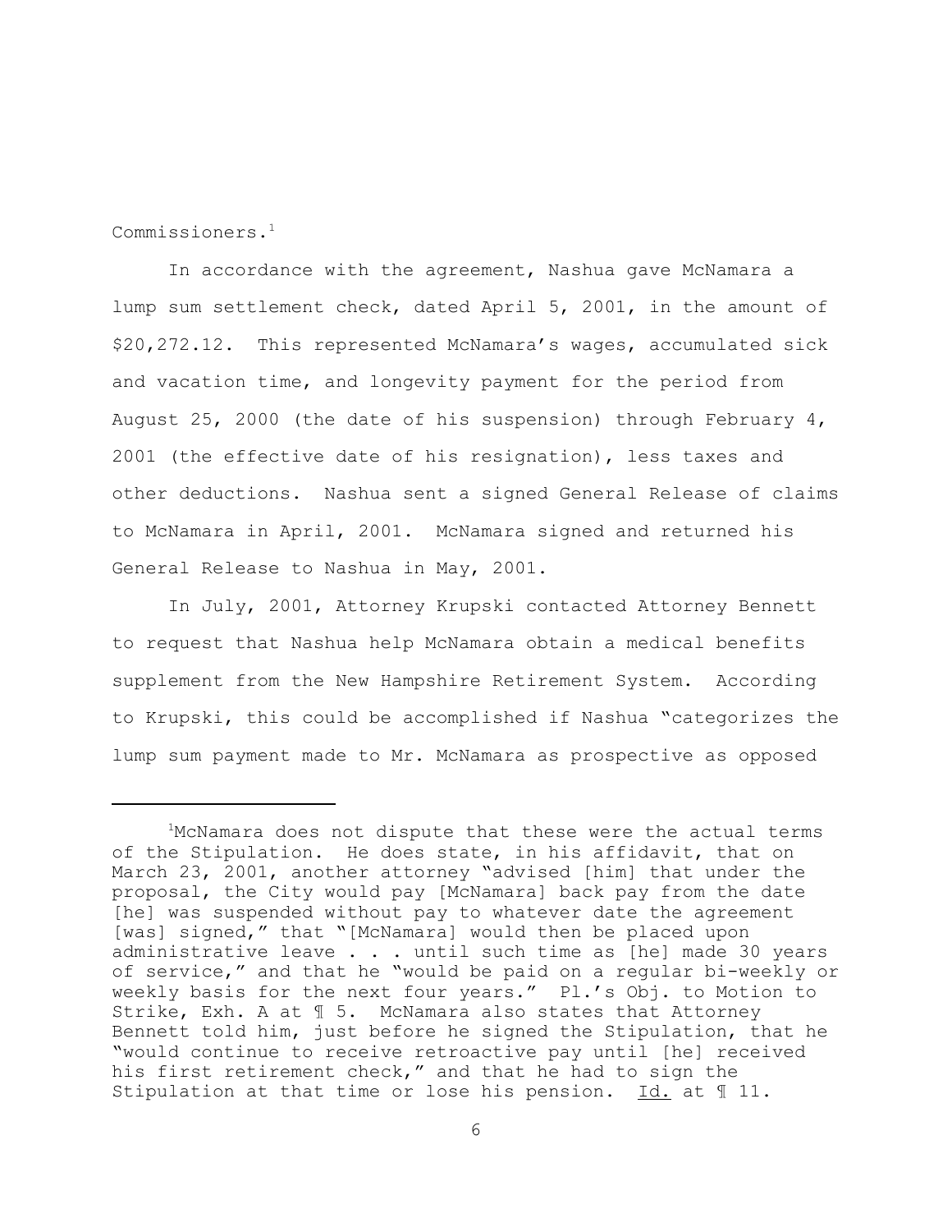Commissioners.[1]

In accordance with the agreement, Nashua gave McNamara a lump sum settlement check, dated April 5, 2001, in the amount of $20,272.12. This represented McNamara's wages, accumulated sick and vacation time, and longevity payment for the period from August 25, 2000 (the date of his suspension) through February 4, 2001 (the effective date of his resignation), less taxes and other deductions. Nashua sent a signed General Release of claims to McNamara in April, 2001. McNamara signed and returned his General Release to Nashua in May, 2001.

In July, 2001, Attorney Krupski contacted Attorney Bennett to request that Nashua help McNamara obtain a medical benefits supplement from the New Hampshire Retirement System. According to Krupski, this could be accomplished if Nashua "categorizes the lump sum payment made to Mr. McNamara as prospective as opposed

---

[1] McNamara does not dispute that these were the actual terms of the Stipulation. He does state, in his affidavit, that on March 23, 2001, another attorney "advised [him] that under the proposal, the City would pay [McNamara] back pay from the date [he] was suspended without pay to whatever date the agreement [was] signed," that "[McNamara] would then be placed upon administrative leave . . . until such time as [he] made 30 years of service," and that he "would be paid on a regular bi-weekly or weekly basis for the next four years." Pl.'s Obj. to Motion to Strike, Exh. A at ¶ 5. McNamara also states that Attorney Bennett told him, just before he signed the Stipulation, that he "would continue to receive retroactive pay until [he] received his first retirement check," and that he had to sign the Stipulation at that time or lose his pension. Id. at ¶ 11.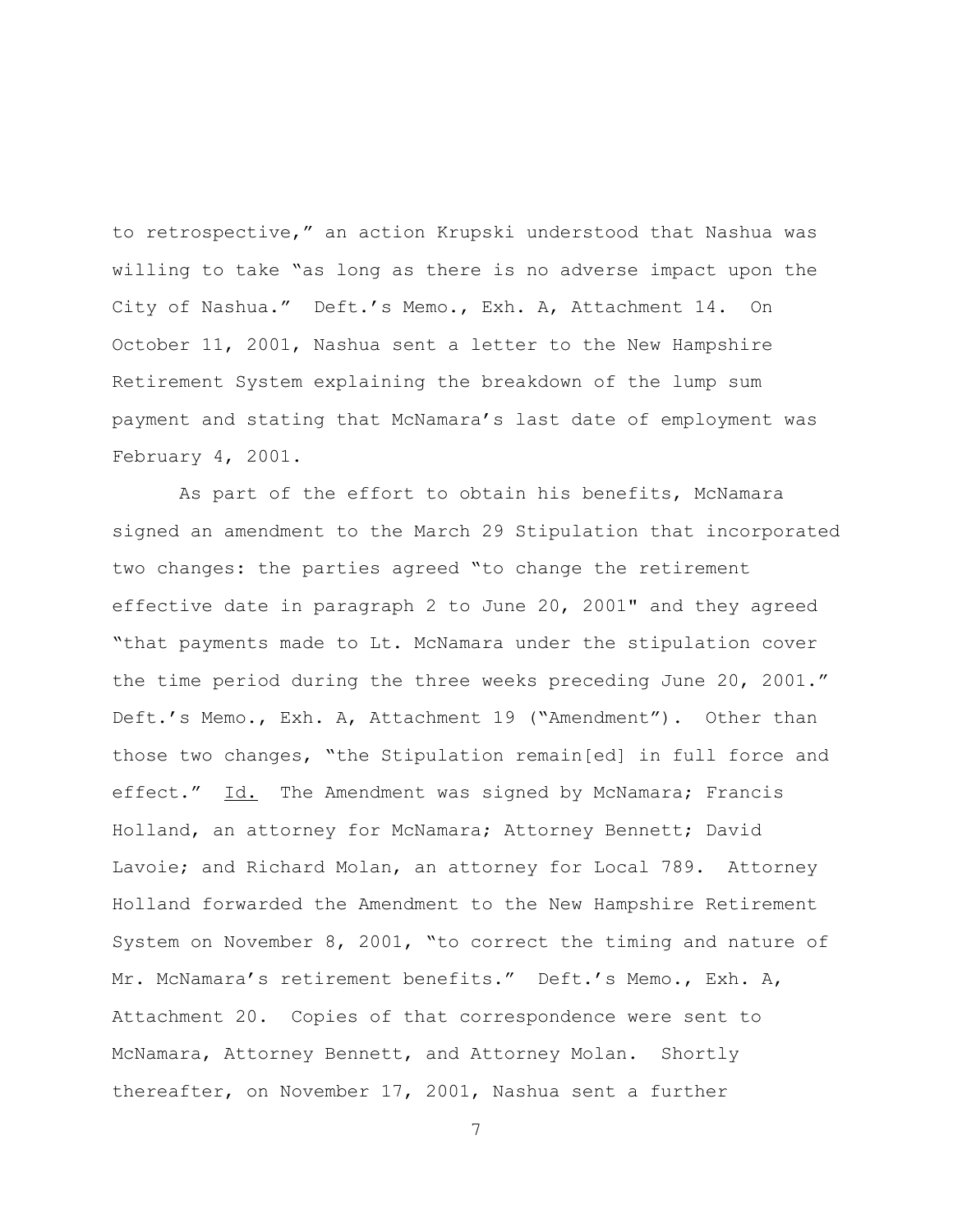to retrospective," an action Krupski understood that Nashua was willing to take "as long as there is no adverse impact upon the City of Nashua." Deft.'s Memo., Exh. A, Attachment 14. On October 11, 2001, Nashua sent a letter to the New Hampshire Retirement System explaining the breakdown of the lump sum payment and stating that McNamara's last date of employment was February 4, 2001.

As part of the effort to obtain his benefits, McNamara signed an amendment to the March 29 Stipulation that incorporated two changes: the parties agreed "to change the retirement effective date in paragraph 2 to June 20, 2001" and they agreed "that payments made to Lt. McNamara under the stipulation cover the time period during the three weeks preceding June 20, 2001." Deft.'s Memo., Exh. A, Attachment 19 ("Amendment"). Other than those two changes, "the Stipulation remain[ed] in full force and effect." Id. The Amendment was signed by McNamara; Francis Holland, an attorney for McNamara; Attorney Bennett; David Lavoie; and Richard Molan, an attorney for Local 789. Attorney Holland forwarded the Amendment to the New Hampshire Retirement System on November 8, 2001, "to correct the timing and nature of Mr. McNamara's retirement benefits." Deft.'s Memo., Exh. A, Attachment 20. Copies of that correspondence were sent to McNamara, Attorney Bennett, and Attorney Molan. Shortly thereafter, on November 17, 2001, Nashua sent a further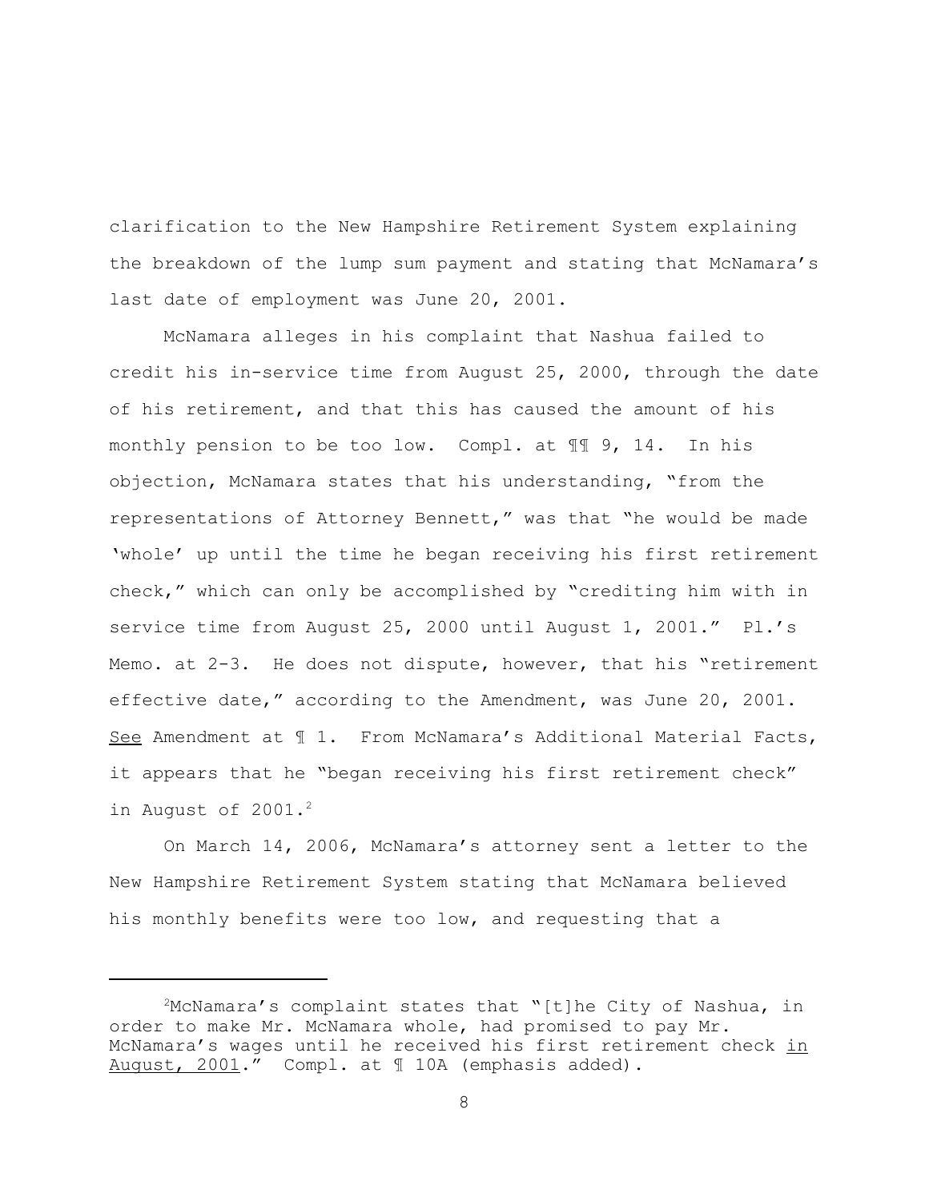clarification to the New Hampshire Retirement System explaining the breakdown of the lump sum payment and stating that McNamara's last date of employment was June 20, 2001.

McNamara alleges in his complaint that Nashua failed to credit his in-service time from August 25, 2000, through the date of his retirement, and that this has caused the amount of his monthly pension to be too low. Compl. at ¶¶ 9, 14. In his objection, McNamara states that his understanding, "from the representations of Attorney Bennett," was that "he would be made 'whole' up until the time he began receiving his first retirement check," which can only be accomplished by "crediting him with in service time from August 25, 2000 until August 1, 2001." Pl.'s Memo. at 2-3. He does not dispute, however, that his "retirement effective date," according to the Amendment, was June 20, 2001. See Amendment at ¶ 1. From McNamara's Additional Material Facts, it appears that he "began receiving his first retirement check" in August of 2001.[2]

On March 14, 2006, McNamara's attorney sent a letter to the New Hampshire Retirement System stating that McNamara believed his monthly benefits were too low, and requesting that a

---

[2] McNamara's complaint states that "[t]he City of Nashua, in order to make Mr. McNamara whole, had promised to pay Mr. McNamara's wages until he received his first retirement check in August, 2001." Compl. at ¶ 10A (emphasis added).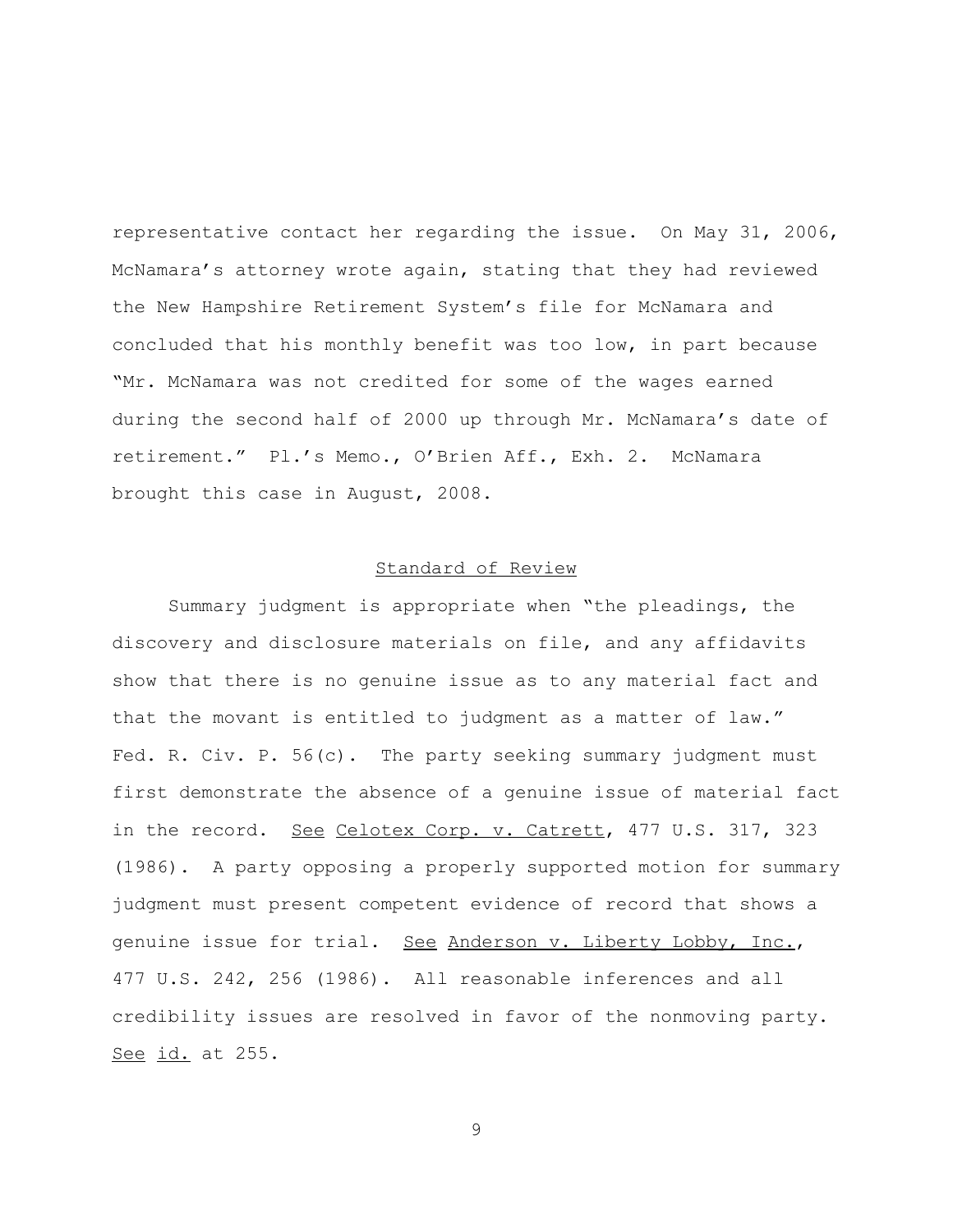representative contact her regarding the issue. On May 31, 2006, McNamara's attorney wrote again, stating that they had reviewed the New Hampshire Retirement System's file for McNamara and concluded that his monthly benefit was too low, in part because "Mr. McNamara was not credited for some of the wages earned during the second half of 2000 up through Mr. McNamara's date of retirement." Pl.'s Memo., O'Brien Aff., Exh. 2. McNamara brought this case in August, 2008.

## Standard of Review

Summary judgment is appropriate when "the pleadings, the discovery and disclosure materials on file, and any affidavits show that there is no genuine issue as to any material fact and that the movant is entitled to judgment as a matter of law." Fed. R. Civ. P. 56(c). The party seeking summary judgment must first demonstrate the absence of a genuine issue of material fact in the record. See Celotex Corp. v. Catrett, 477 U.S. 317, 323 (1986). A party opposing a properly supported motion for summary judgment must present competent evidence of record that shows a genuine issue for trial. See Anderson v. Liberty Lobby, Inc., 477 U.S. 242, 256 (1986). All reasonable inferences and all credibility issues are resolved in favor of the nonmoving party. See id. at 255.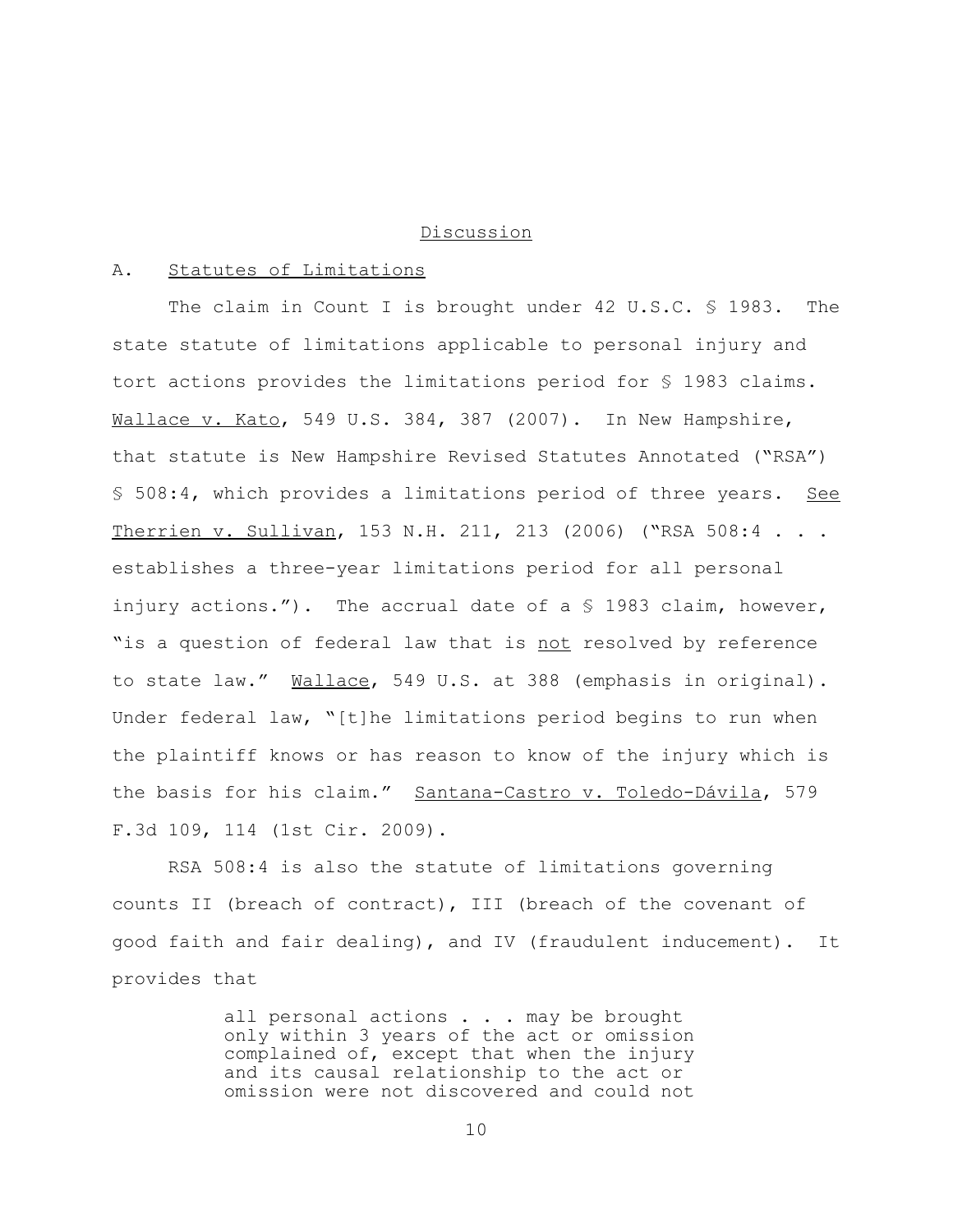## Discussion

### A. Statutes of Limitations

The claim in Count I is brought under 42 U.S.C. § 1983. The state statute of limitations applicable to personal injury and tort actions provides the limitations period for § 1983 claims. Wallace v. Kato, 549 U.S. 384, 387 (2007). In New Hampshire, that statute is New Hampshire Revised Statutes Annotated ("RSA") § 508:4, which provides a limitations period of three years. See Therrien v. Sullivan, 153 N.H. 211, 213 (2006) ("RSA 508:4 . . . establishes a three-year limitations period for all personal injury actions."). The accrual date of a § 1983 claim, however, "is a question of federal law that is not resolved by reference to state law." Wallace, 549 U.S. at 388 (emphasis in original). Under federal law, "[t]he limitations period begins to run when the plaintiff knows or has reason to know of the injury which is the basis for his claim." Santana-Castro v. Toledo-Dávila, 579 F.3d 109, 114 (1st Cir. 2009).

RSA 508:4 is also the statute of limitations governing counts II (breach of contract), III (breach of the covenant of good faith and fair dealing), and IV (fraudulent inducement). It provides that

> all personal actions . . . may be brought only within 3 years of the act or omission complained of, except that when the injury and its causal relationship to the act or omission were not discovered and could not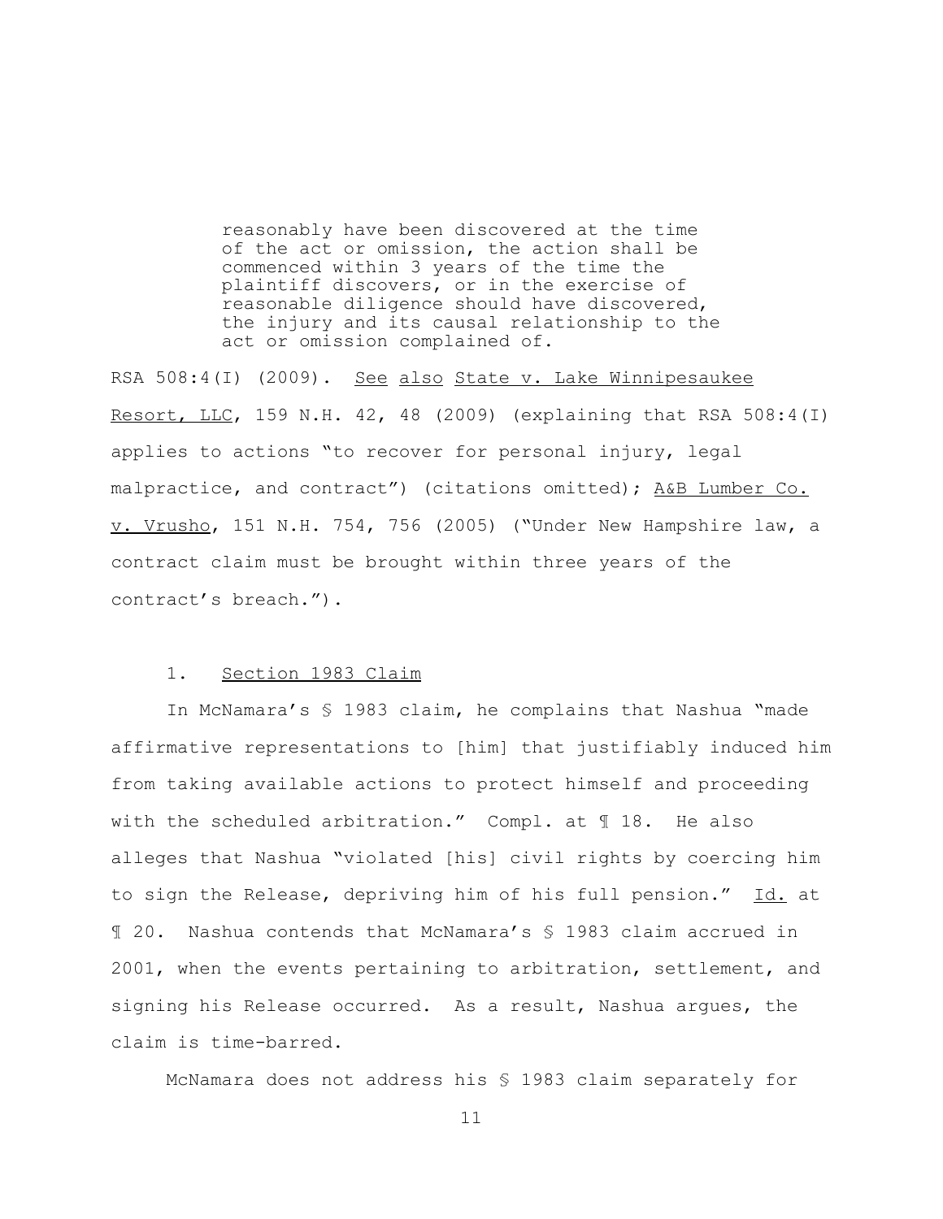> reasonably have been discovered at the time of the act or omission, the action shall be commenced within 3 years of the time the plaintiff discovers, or in the exercise of reasonable diligence should have discovered, the injury and its causal relationship to the act or omission complained of.

RSA 508:4(I) (2009). See also State v. Lake Winnipesaukee Resort, LLC, 159 N.H. 42, 48 (2009) (explaining that RSA 508:4(I) applies to actions "to recover for personal injury, legal malpractice, and contract") (citations omitted); A&B Lumber Co. v. Vrusho, 151 N.H. 754, 756 (2005) ("Under New Hampshire law, a contract claim must be brought within three years of the contract's breach.").

### 1. Section 1983 Claim

In McNamara's § 1983 claim, he complains that Nashua "made affirmative representations to [him] that justifiably induced him from taking available actions to protect himself and proceeding with the scheduled arbitration." Compl. at ¶ 18. He also alleges that Nashua "violated [his] civil rights by coercing him to sign the Release, depriving him of his full pension." Id. at ¶ 20. Nashua contends that McNamara's § 1983 claim accrued in 2001, when the events pertaining to arbitration, settlement, and signing his Release occurred. As a result, Nashua argues, the claim is time-barred.

McNamara does not address his § 1983 claim separately for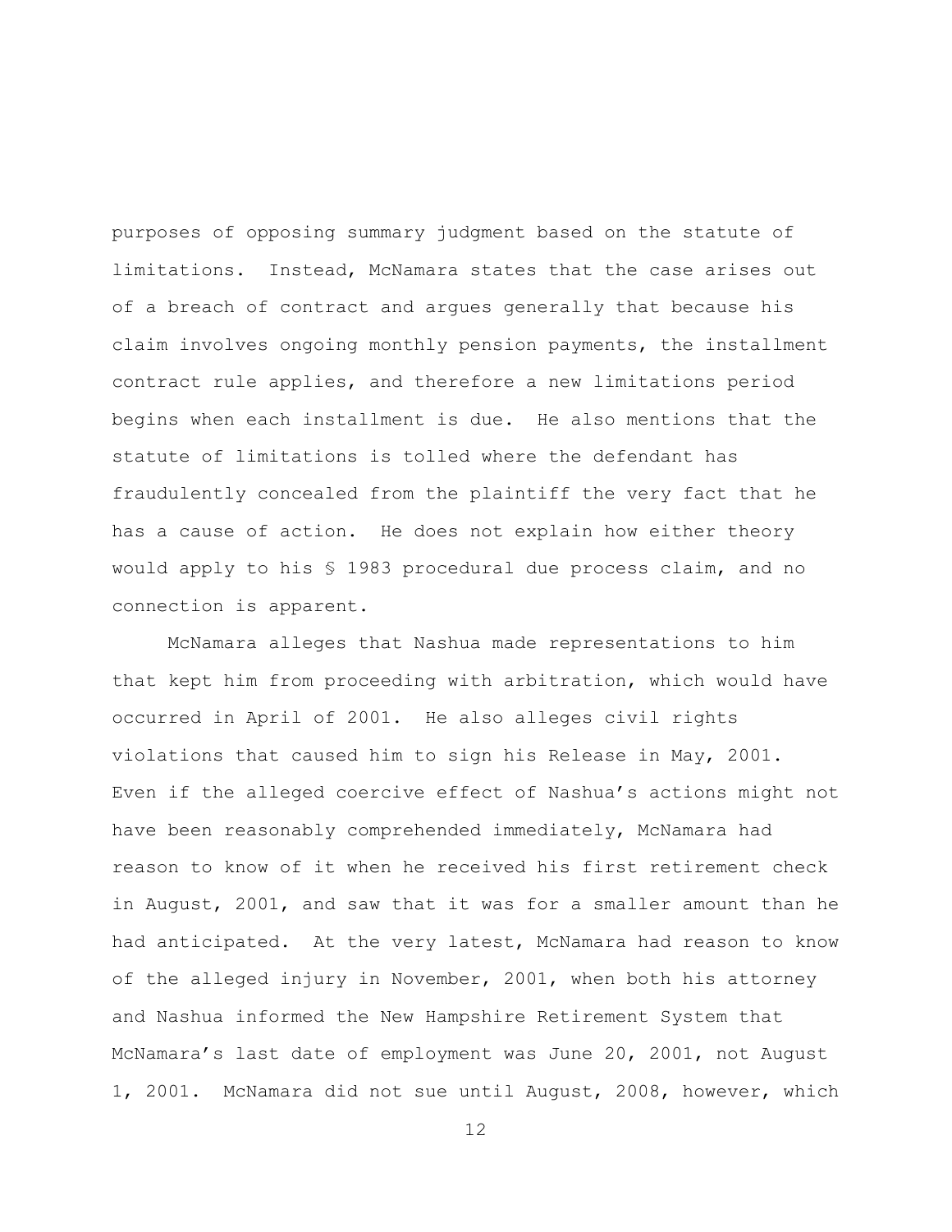purposes of opposing summary judgment based on the statute of limitations. Instead, McNamara states that the case arises out of a breach of contract and argues generally that because his claim involves ongoing monthly pension payments, the installment contract rule applies, and therefore a new limitations period begins when each installment is due. He also mentions that the statute of limitations is tolled where the defendant has fraudulently concealed from the plaintiff the very fact that he has a cause of action. He does not explain how either theory would apply to his § 1983 procedural due process claim, and no connection is apparent.

McNamara alleges that Nashua made representations to him that kept him from proceeding with arbitration, which would have occurred in April of 2001. He also alleges civil rights violations that caused him to sign his Release in May, 2001. Even if the alleged coercive effect of Nashua's actions might not have been reasonably comprehended immediately, McNamara had reason to know of it when he received his first retirement check in August, 2001, and saw that it was for a smaller amount than he had anticipated. At the very latest, McNamara had reason to know of the alleged injury in November, 2001, when both his attorney and Nashua informed the New Hampshire Retirement System that McNamara's last date of employment was June 20, 2001, not August 1, 2001. McNamara did not sue until August, 2008, however, which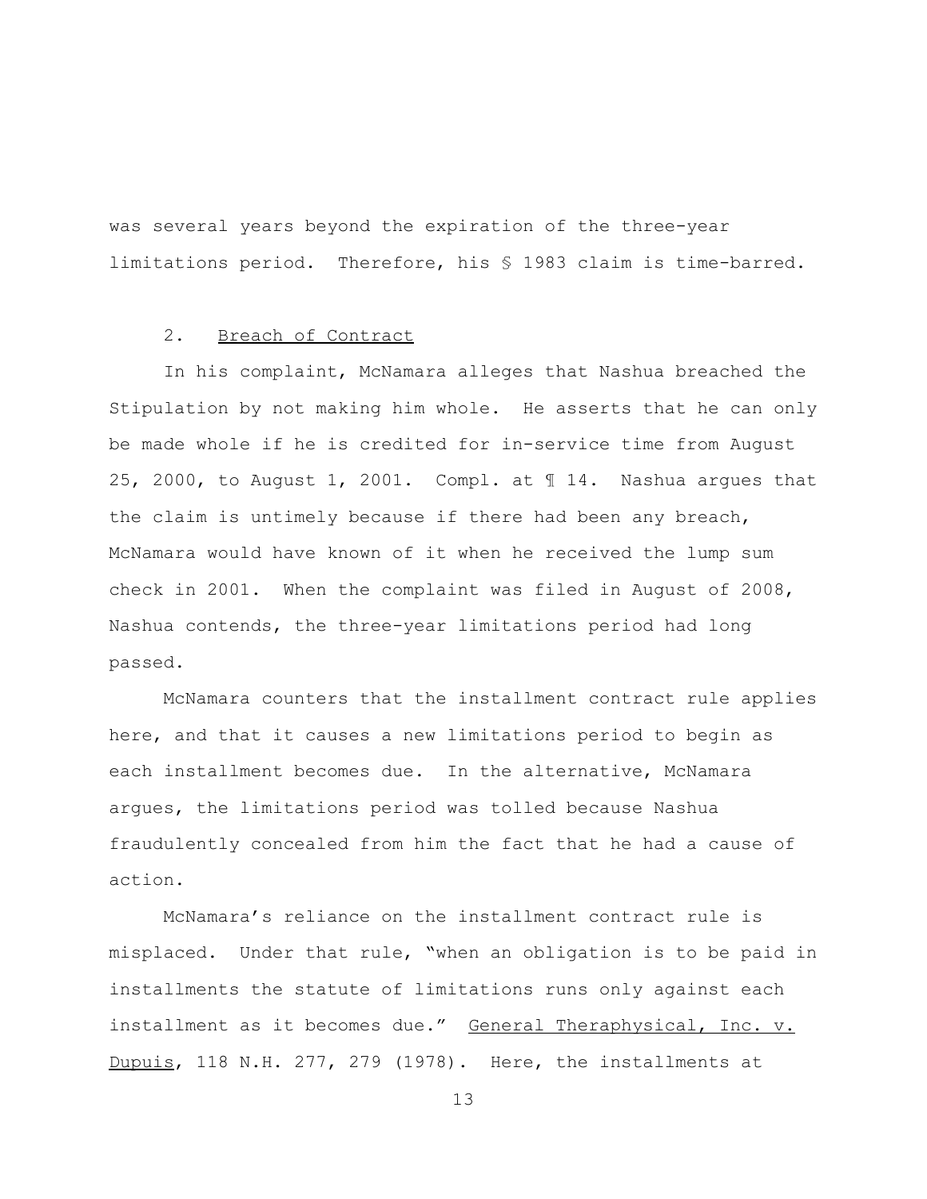was several years beyond the expiration of the three-year limitations period. Therefore, his § 1983 claim is time-barred.

2. <u>Breach of Contract</u>

In his complaint, McNamara alleges that Nashua breached the Stipulation by not making him whole. He asserts that he can only be made whole if he is credited for in-service time from August 25, 2000, to August 1, 2001. Compl. at ¶ 14. Nashua argues that the claim is untimely because if there had been any breach, McNamara would have known of it when he received the lump sum check in 2001. When the complaint was filed in August of 2008, Nashua contends, the three-year limitations period had long passed.

McNamara counters that the installment contract rule applies here, and that it causes a new limitations period to begin as each installment becomes due. In the alternative, McNamara argues, the limitations period was tolled because Nashua fraudulently concealed from him the fact that he had a cause of action.

McNamara's reliance on the installment contract rule is misplaced. Under that rule, "when an obligation is to be paid in installments the statute of limitations runs only against each installment as it becomes due." <u>General Theraphysical, Inc. v. Dupuis</u>, 118 N.H. 277, 279 (1978). Here, the installments at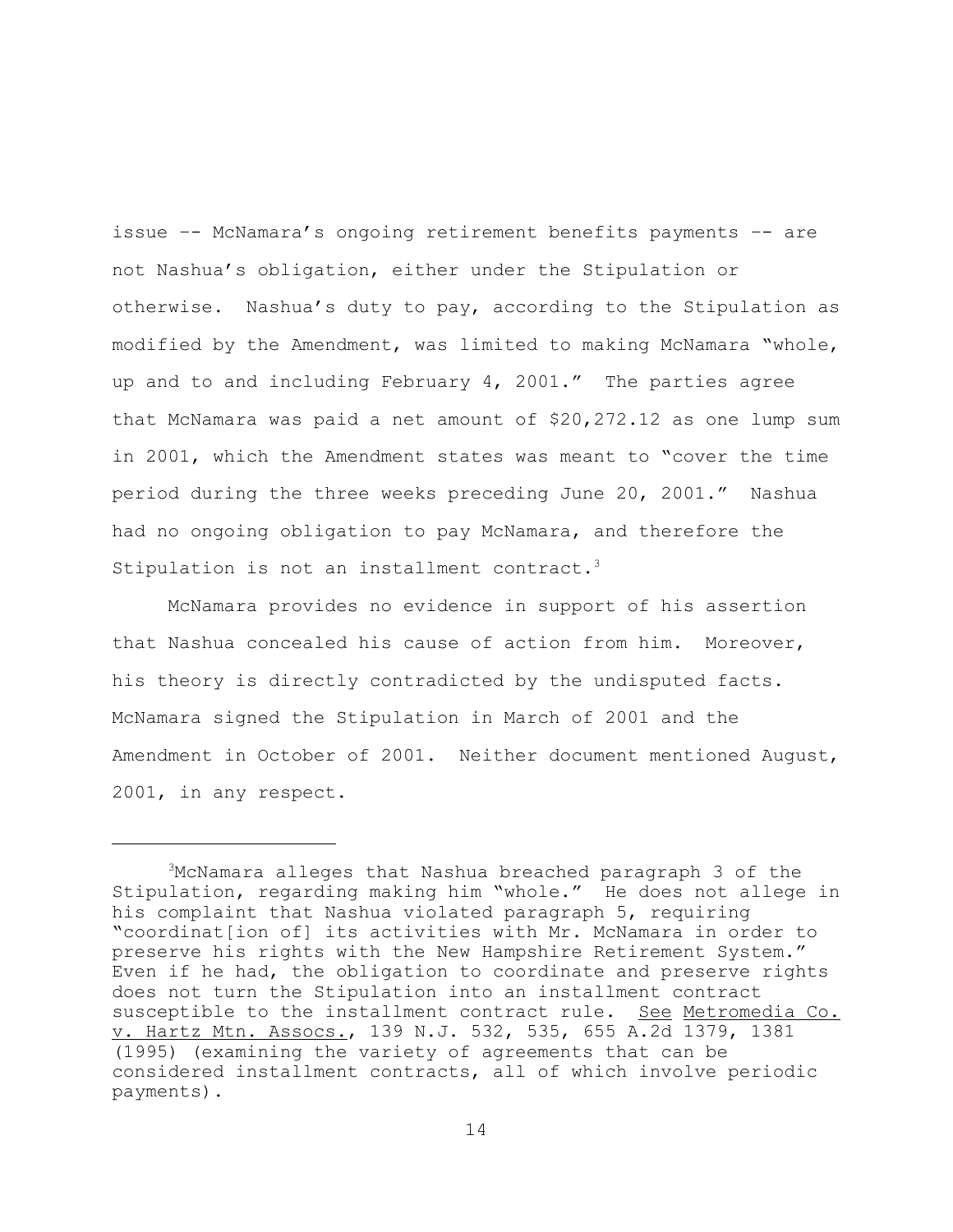issue –- McNamara's ongoing retirement benefits payments –- are not Nashua's obligation, either under the Stipulation or otherwise. Nashua's duty to pay, according to the Stipulation as modified by the Amendment, was limited to making McNamara "whole, up and to and including February 4, 2001." The parties agree that McNamara was paid a net amount of $20,272.12 as one lump sum in 2001, which the Amendment states was meant to "cover the time period during the three weeks preceding June 20, 2001." Nashua had no ongoing obligation to pay McNamara, and therefore the Stipulation is not an installment contract.[3]

McNamara provides no evidence in support of his assertion that Nashua concealed his cause of action from him. Moreover, his theory is directly contradicted by the undisputed facts. McNamara signed the Stipulation in March of 2001 and the Amendment in October of 2001. Neither document mentioned August, 2001, in any respect.

---

[3]McNamara alleges that Nashua breached paragraph 3 of the Stipulation, regarding making him "whole." He does not allege in his complaint that Nashua violated paragraph 5, requiring "coordinat[ion of] its activities with Mr. McNamara in order to preserve his rights with the New Hampshire Retirement System." Even if he had, the obligation to coordinate and preserve rights does not turn the Stipulation into an installment contract susceptible to the installment contract rule. See Metromedia Co. v. Hartz Mtn. Assocs., 139 N.J. 532, 535, 655 A.2d 1379, 1381 (1995) (examining the variety of agreements that can be considered installment contracts, all of which involve periodic payments).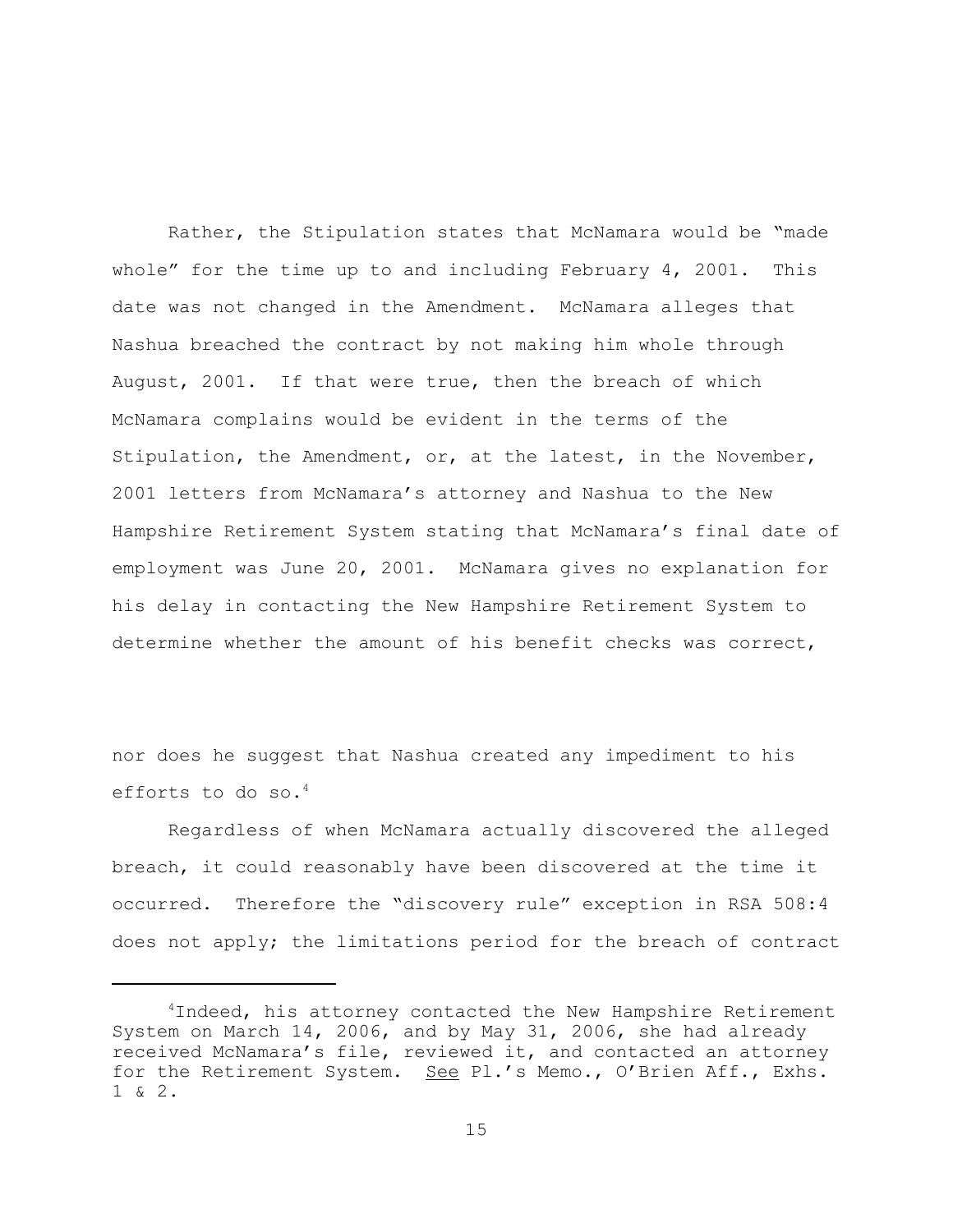Rather, the Stipulation states that McNamara would be "made whole" for the time up to and including February 4, 2001. This date was not changed in the Amendment. McNamara alleges that Nashua breached the contract by not making him whole through August, 2001. If that were true, then the breach of which McNamara complains would be evident in the terms of the Stipulation, the Amendment, or, at the latest, in the November, 2001 letters from McNamara's attorney and Nashua to the New Hampshire Retirement System stating that McNamara's final date of employment was June 20, 2001. McNamara gives no explanation for his delay in contacting the New Hampshire Retirement System to determine whether the amount of his benefit checks was correct, nor does he suggest that Nashua created any impediment to his efforts to do so.[4]

Regardless of when McNamara actually discovered the alleged breach, it could reasonably have been discovered at the time it occurred. Therefore the "discovery rule" exception in RSA 508:4 does not apply; the limitations period for the breach of contract

[4] Indeed, his attorney contacted the New Hampshire Retirement System on March 14, 2006, and by May 31, 2006, she had already received McNamara's file, reviewed it, and contacted an attorney for the Retirement System. See Pl.'s Memo., O'Brien Aff., Exhs. 1 & 2.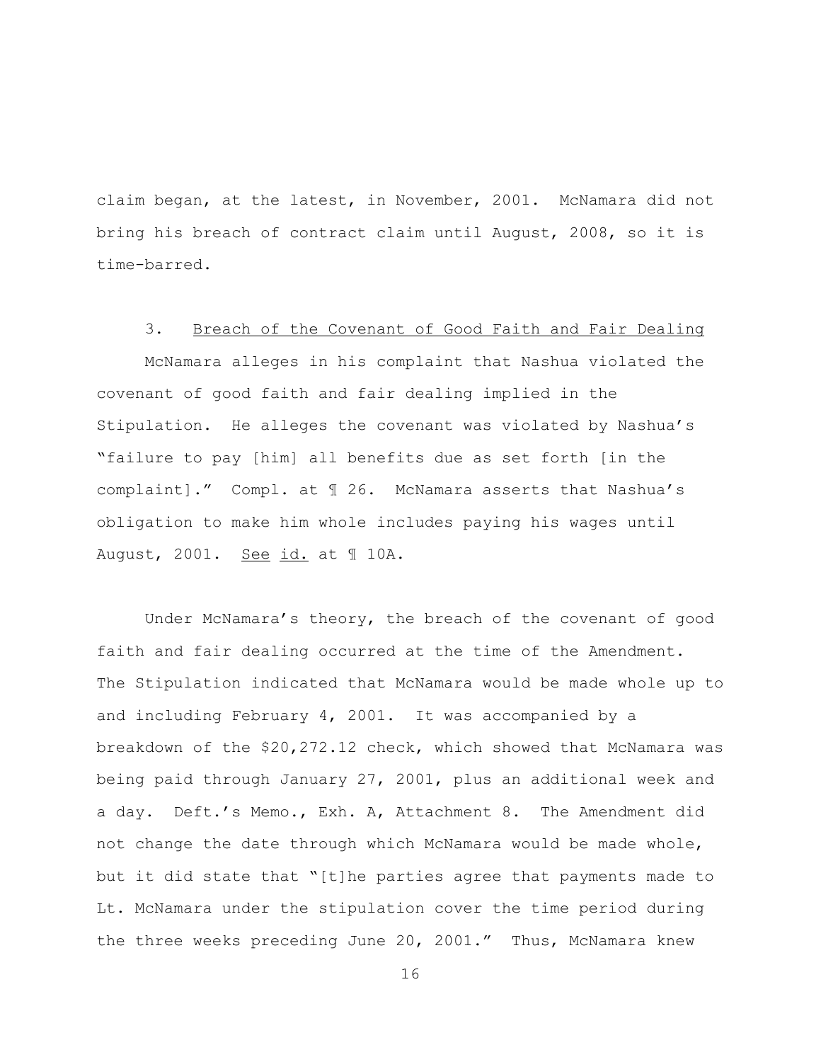claim began, at the latest, in November, 2001. McNamara did not bring his breach of contract claim until August, 2008, so it is time-barred.

### 3. Breach of the Covenant of Good Faith and Fair Dealing

McNamara alleges in his complaint that Nashua violated the covenant of good faith and fair dealing implied in the Stipulation. He alleges the covenant was violated by Nashua's "failure to pay [him] all benefits due as set forth [in the complaint]." Compl. at ¶ 26. McNamara asserts that Nashua's obligation to make him whole includes paying his wages until August, 2001. See id. at ¶ 10A.

Under McNamara's theory, the breach of the covenant of good faith and fair dealing occurred at the time of the Amendment. The Stipulation indicated that McNamara would be made whole up to and including February 4, 2001. It was accompanied by a breakdown of the $20,272.12 check, which showed that McNamara was being paid through January 27, 2001, plus an additional week and a day. Deft.'s Memo., Exh. A, Attachment 8. The Amendment did not change the date through which McNamara would be made whole, but it did state that "[t]he parties agree that payments made to Lt. McNamara under the stipulation cover the time period during the three weeks preceding June 20, 2001." Thus, McNamara knew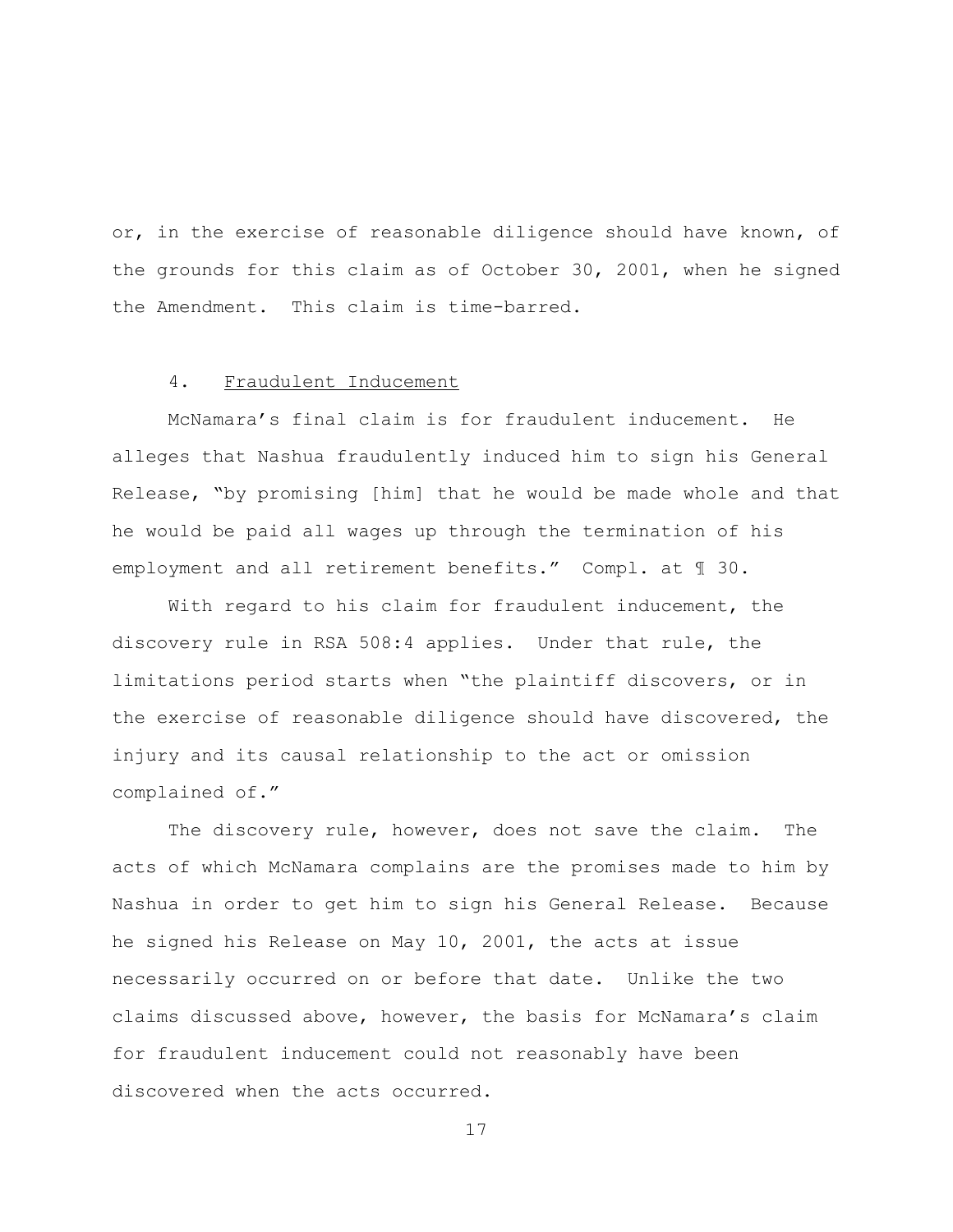or, in the exercise of reasonable diligence should have known, of the grounds for this claim as of October 30, 2001, when he signed the Amendment. This claim is time-barred.

4. Fraudulent Inducement

McNamara's final claim is for fraudulent inducement. He alleges that Nashua fraudulently induced him to sign his General Release, "by promising [him] that he would be made whole and that he would be paid all wages up through the termination of his employment and all retirement benefits." Compl. at ¶ 30.

With regard to his claim for fraudulent inducement, the discovery rule in RSA 508:4 applies. Under that rule, the limitations period starts when "the plaintiff discovers, or in the exercise of reasonable diligence should have discovered, the injury and its causal relationship to the act or omission complained of."

The discovery rule, however, does not save the claim. The acts of which McNamara complains are the promises made to him by Nashua in order to get him to sign his General Release. Because he signed his Release on May 10, 2001, the acts at issue necessarily occurred on or before that date. Unlike the two claims discussed above, however, the basis for McNamara's claim for fraudulent inducement could not reasonably have been discovered when the acts occurred.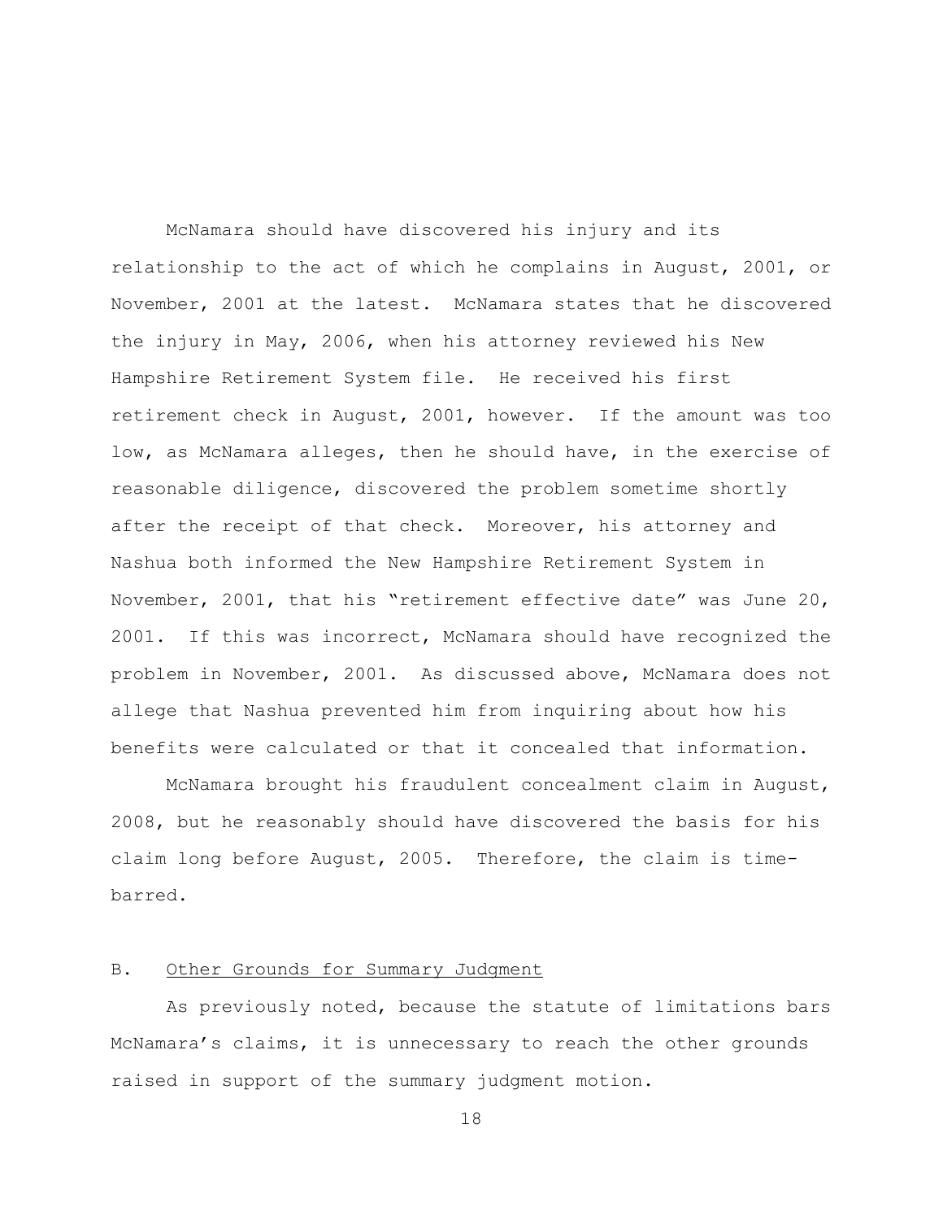McNamara should have discovered his injury and its relationship to the act of which he complains in August, 2001, or November, 2001 at the latest. McNamara states that he discovered the injury in May, 2006, when his attorney reviewed his New Hampshire Retirement System file. He received his first retirement check in August, 2001, however. If the amount was too low, as McNamara alleges, then he should have, in the exercise of reasonable diligence, discovered the problem sometime shortly after the receipt of that check. Moreover, his attorney and Nashua both informed the New Hampshire Retirement System in November, 2001, that his "retirement effective date" was June 20, 2001. If this was incorrect, McNamara should have recognized the problem in November, 2001. As discussed above, McNamara does not allege that Nashua prevented him from inquiring about how his benefits were calculated or that it concealed that information.

McNamara brought his fraudulent concealment claim in August, 2008, but he reasonably should have discovered the basis for his claim long before August, 2005. Therefore, the claim is time-barred.

### B. Other Grounds for Summary Judgment

As previously noted, because the statute of limitations bars McNamara's claims, it is unnecessary to reach the other grounds raised in support of the summary judgment motion.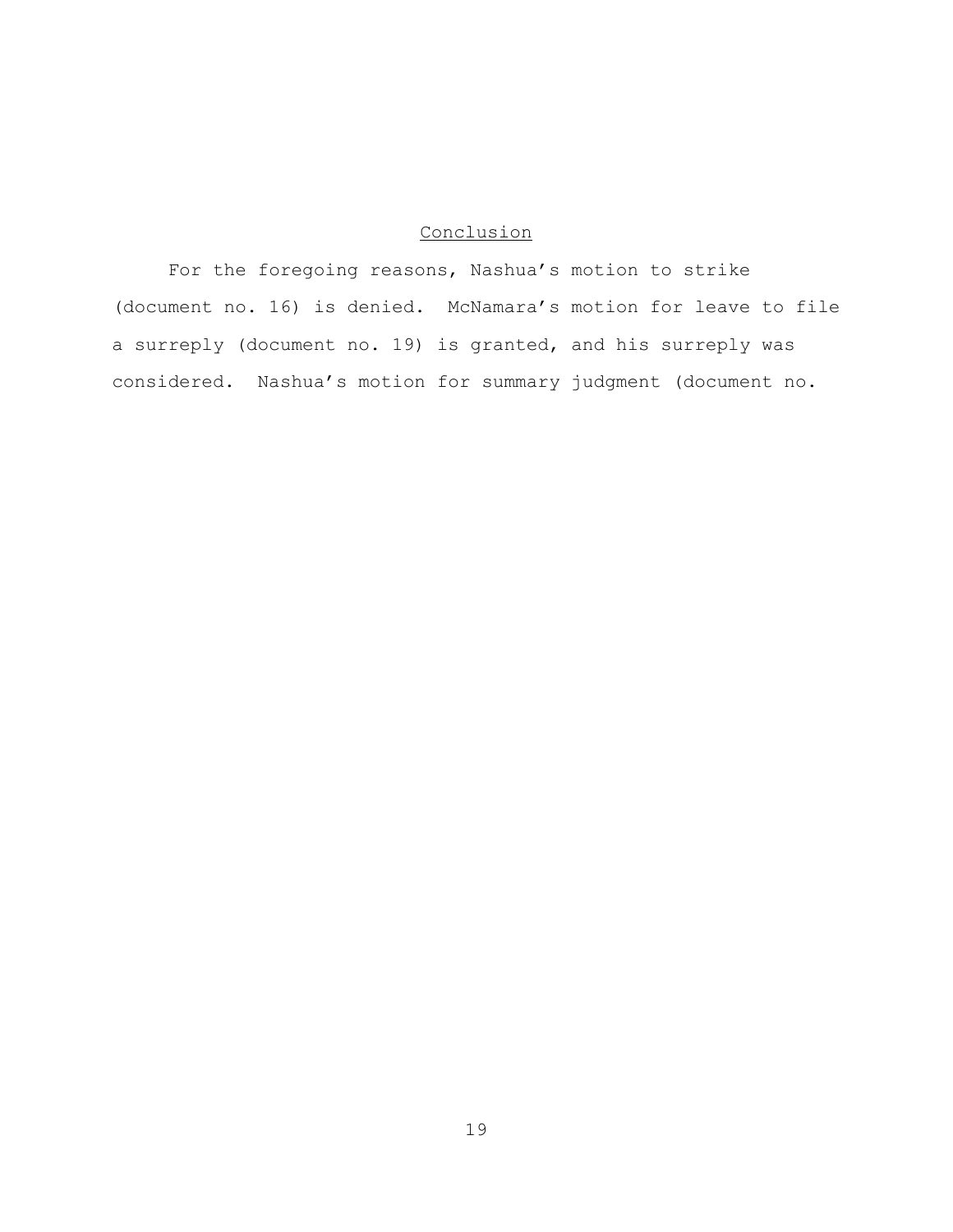## Conclusion

For the foregoing reasons, Nashua's motion to strike (document no. 16) is denied. McNamara's motion for leave to file a surreply (document no. 19) is granted, and his surreply was considered. Nashua's motion for summary judgment (document no.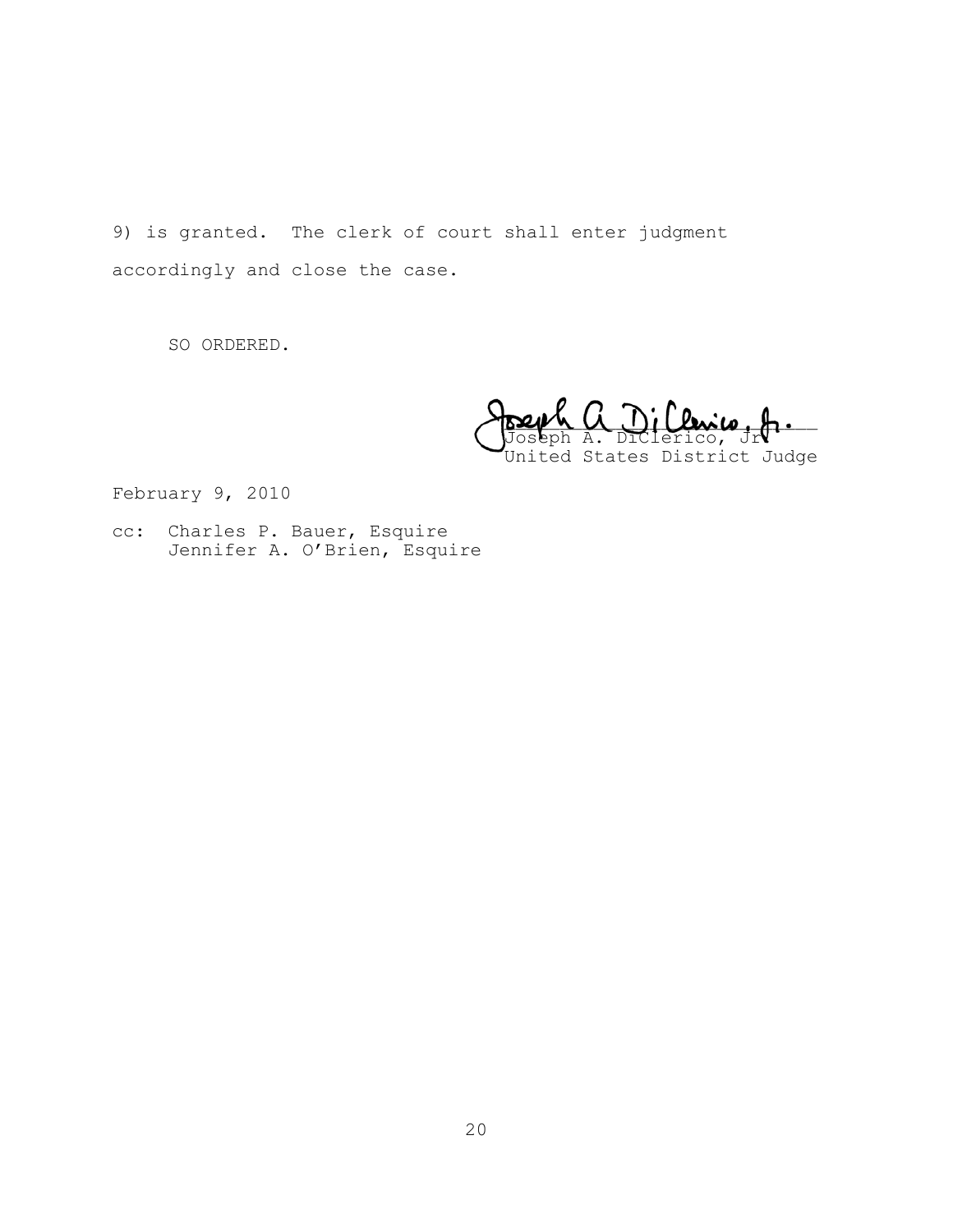9) is granted. The clerk of court shall enter judgment accordingly and close the case.

SO ORDERED.

Joseph A. DiClerico, Jr.
United States District Judge

February 9, 2010

cc: Charles P. Bauer, Esquire
Jennifer A. O'Brien, Esquire